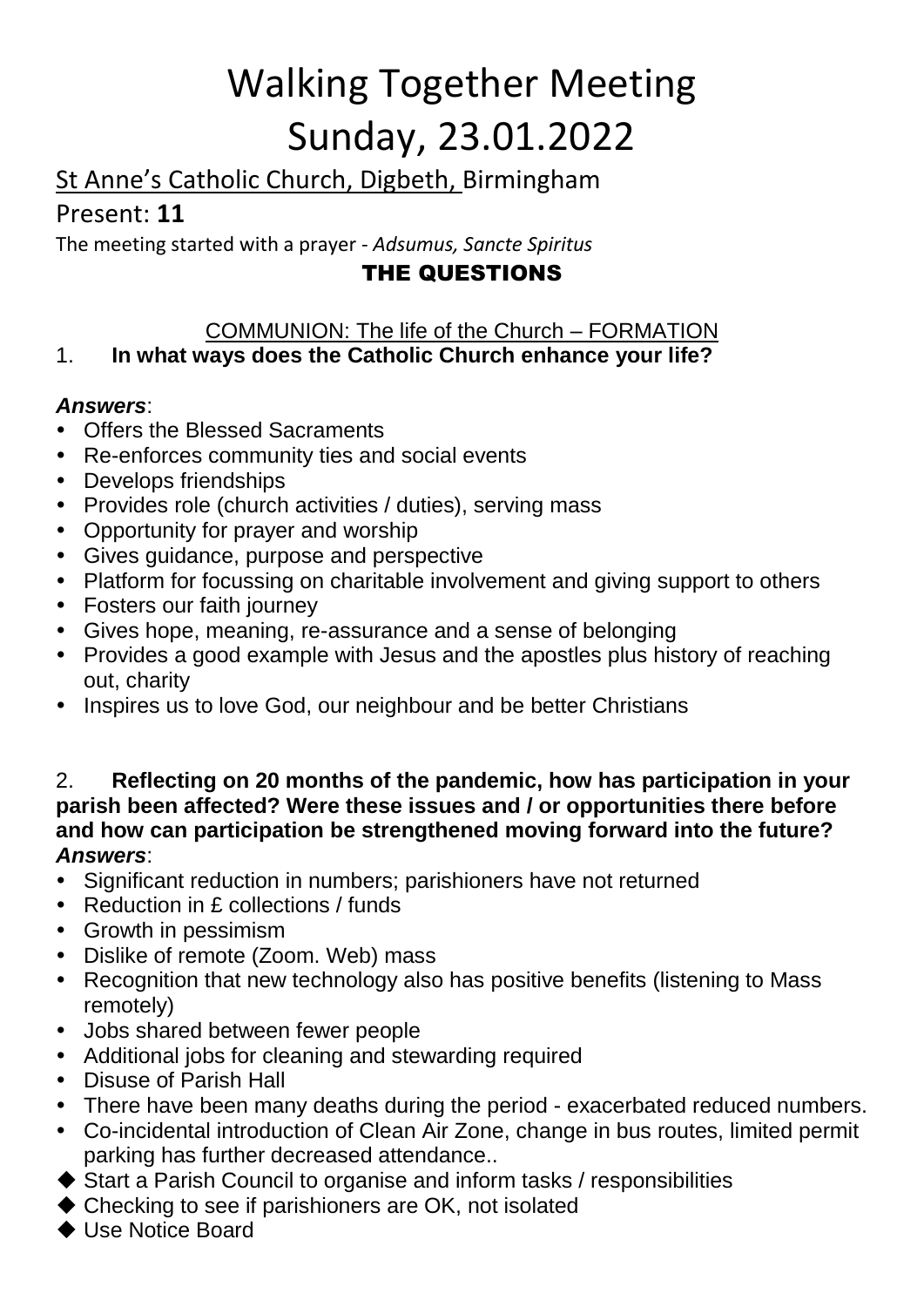# Walking Together Meeting
# Sunday, 23.01.2022

St Anne's Catholic Church, Digbeth, Birmingham

Present: **11**

The meeting started with a prayer - *Adsumus, Sancte Spiritus*

## THE QUESTIONS

COMMUNION: The life of the Church – FORMATION

1. **In what ways does the Catholic Church enhance your life?**

***Answers***:

- Offers the Blessed Sacraments
- Re-enforces community ties and social events
- Develops friendships
- Provides role (church activities / duties), serving mass
- Opportunity for prayer and worship
- Gives guidance, purpose and perspective
- Platform for focussing on charitable involvement and giving support to others
- Fosters our faith journey
- Gives hope, meaning, re-assurance and a sense of belonging
- Provides a good example with Jesus and the apostles plus history of reaching out, charity
- Inspires us to love God, our neighbour and be better Christians

2. **Reflecting on 20 months of the pandemic, how has participation in your parish been affected? Were these issues and / or opportunities there before and how can participation be strengthened moving forward into the future?**

***Answers***:

- Significant reduction in numbers; parishioners have not returned
- Reduction in £ collections / funds
- Growth in pessimism
- Dislike of remote (Zoom. Web) mass
- Recognition that new technology also has positive benefits (listening to Mass remotely)
- Jobs shared between fewer people
- Additional jobs for cleaning and stewarding required
- Disuse of Parish Hall
- There have been many deaths during the period - exacerbated reduced numbers.
- Co-incidental introduction of Clean Air Zone, change in bus routes, limited permit parking has further decreased attendance..

◆ Start a Parish Council to organise and inform tasks / responsibilities

◆ Checking to see if parishioners are OK, not isolated

◆ Use Notice Board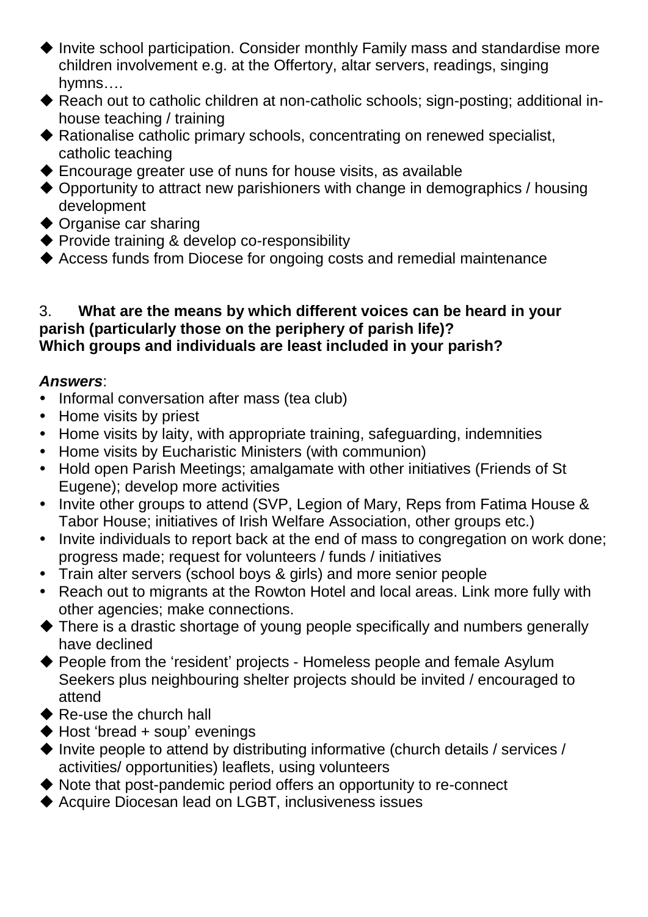- ◆ Invite school participation. Consider monthly Family mass and standardise more children involvement e.g. at the Offertory, altar servers, readings, singing hymns….
- ◆ Reach out to catholic children at non-catholic schools; sign-posting; additional in-house teaching / training
- ◆ Rationalise catholic primary schools, concentrating on renewed specialist, catholic teaching
- ◆ Encourage greater use of nuns for house visits, as available
- ◆ Opportunity to attract new parishioners with change in demographics / housing development
- ◆ Organise car sharing
- ◆ Provide training & develop co-responsibility
- ◆ Access funds from Diocese for ongoing costs and remedial maintenance

3. **What are the means by which different voices can be heard in your parish (particularly those on the periphery of parish life)? Which groups and individuals are least included in your parish?**

***Answers***:

- Informal conversation after mass (tea club)
- Home visits by priest
- Home visits by laity, with appropriate training, safeguarding, indemnities
- Home visits by Eucharistic Ministers (with communion)
- Hold open Parish Meetings; amalgamate with other initiatives (Friends of St Eugene); develop more activities
- Invite other groups to attend (SVP, Legion of Mary, Reps from Fatima House & Tabor House; initiatives of Irish Welfare Association, other groups etc.)
- Invite individuals to report back at the end of mass to congregation on work done; progress made; request for volunteers / funds / initiatives
- Train alter servers (school boys & girls) and more senior people
- Reach out to migrants at the Rowton Hotel and local areas. Link more fully with other agencies; make connections.
- ◆ There is a drastic shortage of young people specifically and numbers generally have declined
- ◆ People from the 'resident' projects - Homeless people and female Asylum Seekers plus neighbouring shelter projects should be invited / encouraged to attend
- ◆ Re-use the church hall
- ◆ Host 'bread + soup' evenings
- ◆ Invite people to attend by distributing informative (church details / services / activities/ opportunities) leaflets, using volunteers
- ◆ Note that post-pandemic period offers an opportunity to re-connect
- ◆ Acquire Diocesan lead on LGBT, inclusiveness issues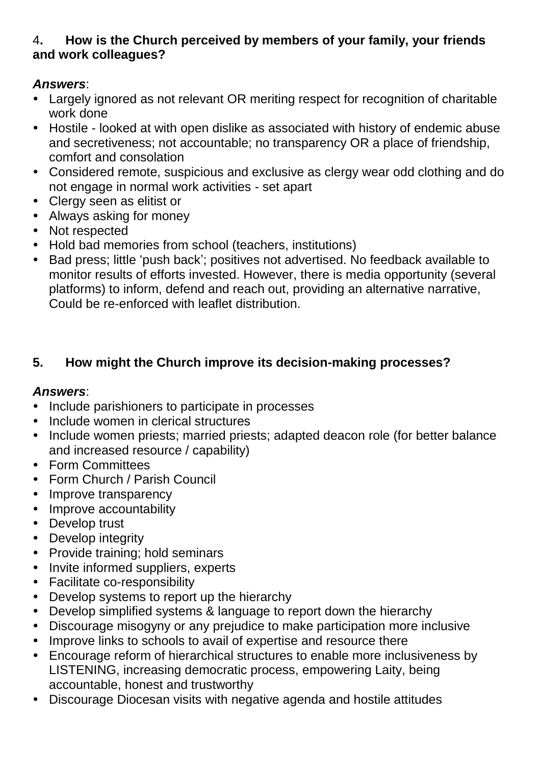**4. How is the Church perceived by members of your family, your friends and work colleagues?**

***Answers***:

- Largely ignored as not relevant OR meriting respect for recognition of charitable work done
- Hostile - looked at with open dislike as associated with history of endemic abuse and secretiveness; not accountable; no transparency OR a place of friendship, comfort and consolation
- Considered remote, suspicious and exclusive as clergy wear odd clothing and do not engage in normal work activities - set apart
- Clergy seen as elitist or
- Always asking for money
- Not respected
- Hold bad memories from school (teachers, institutions)
- Bad press; little 'push back'; positives not advertised. No feedback available to monitor results of efforts invested. However, there is media opportunity (several platforms) to inform, defend and reach out, providing an alternative narrative, Could be re-enforced with leaflet distribution.

**5. How might the Church improve its decision-making processes?**

***Answers***:

- Include parishioners to participate in processes
- Include women in clerical structures
- Include women priests; married priests; adapted deacon role (for better balance and increased resource / capability)
- Form Committees
- Form Church / Parish Council
- Improve transparency
- Improve accountability
- Develop trust
- Develop integrity
- Provide training; hold seminars
- Invite informed suppliers, experts
- Facilitate co-responsibility
- Develop systems to report up the hierarchy
- Develop simplified systems & language to report down the hierarchy
- Discourage misogyny or any prejudice to make participation more inclusive
- Improve links to schools to avail of expertise and resource there
- Encourage reform of hierarchical structures to enable more inclusiveness by LISTENING, increasing democratic process, empowering Laity, being accountable, honest and trustworthy
- Discourage Diocesan visits with negative agenda and hostile attitudes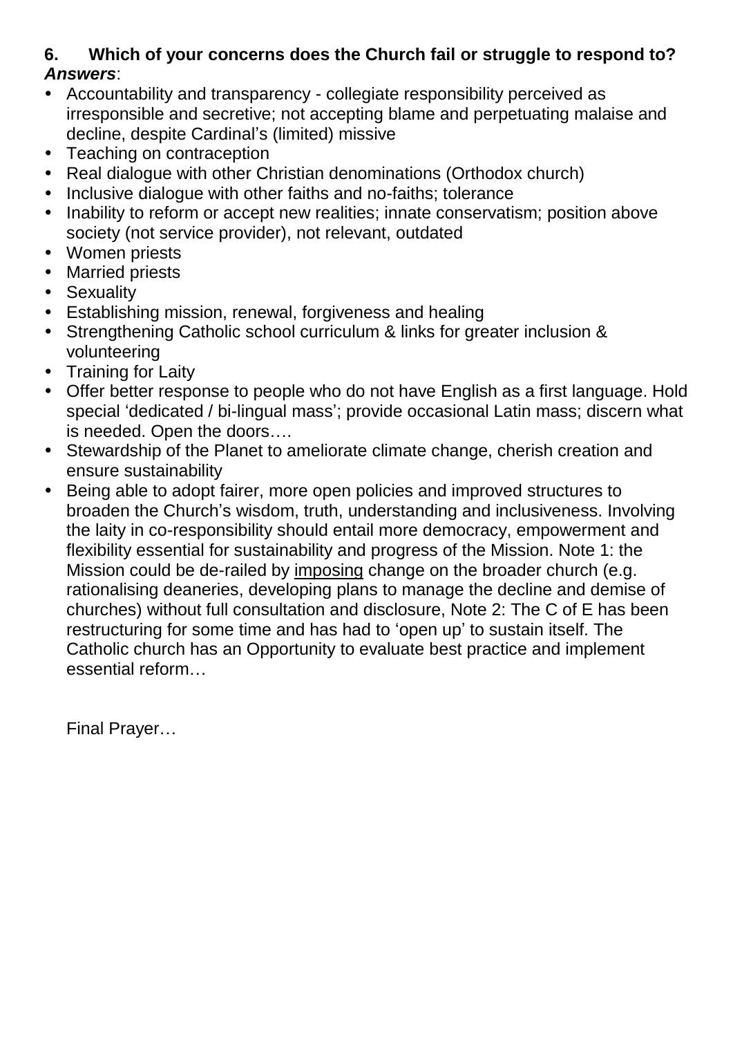**6. Which of your concerns does the Church fail or struggle to respond to?**
***Answers***:

- Accountability and transparency - collegiate responsibility perceived as irresponsible and secretive; not accepting blame and perpetuating malaise and decline, despite Cardinal's (limited) missive
- Teaching on contraception
- Real dialogue with other Christian denominations (Orthodox church)
- Inclusive dialogue with other faiths and no-faiths; tolerance
- Inability to reform or accept new realities; innate conservatism; position above society (not service provider), not relevant, outdated
- Women priests
- Married priests
- Sexuality
- Establishing mission, renewal, forgiveness and healing
- Strengthening Catholic school curriculum & links for greater inclusion & volunteering
- Training for Laity
- Offer better response to people who do not have English as a first language. Hold special 'dedicated / bi-lingual mass'; provide occasional Latin mass; discern what is needed. Open the doors….
- Stewardship of the Planet to ameliorate climate change, cherish creation and ensure sustainability
- Being able to adopt fairer, more open policies and improved structures to broaden the Church's wisdom, truth, understanding and inclusiveness. Involving the laity in co-responsibility should entail more democracy, empowerment and flexibility essential for sustainability and progress of the Mission. Note 1: the Mission could be de-railed by <u>imposing</u> change on the broader church (e.g. rationalising deaneries, developing plans to manage the decline and demise of churches) without full consultation and disclosure, Note 2: The C of E has been restructuring for some time and has had to 'open up' to sustain itself. The Catholic church has an Opportunity to evaluate best practice and implement essential reform…

Final Prayer…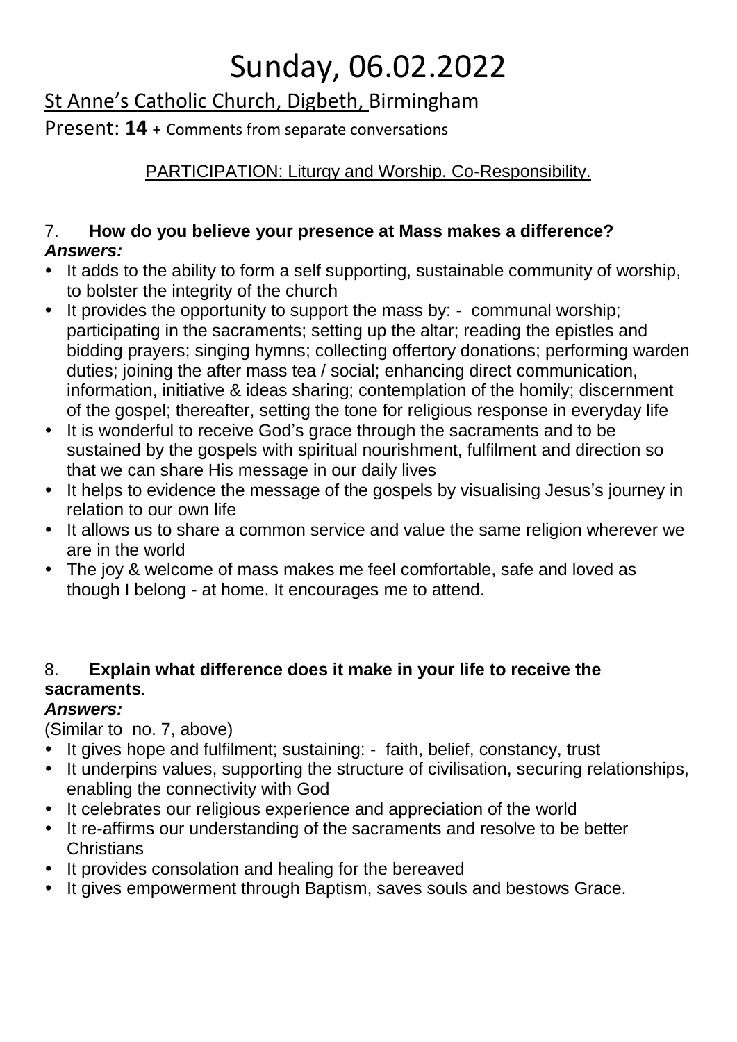# Sunday, 06.02.2022

St Anne's Catholic Church, Digbeth, Birmingham

Present: **14** + Comments from separate conversations

PARTICIPATION: Liturgy and Worship. Co-Responsibility.

7. **How do you believe your presence at Mass makes a difference?**

***Answers:***

- It adds to the ability to form a self supporting, sustainable community of worship, to bolster the integrity of the church
- It provides the opportunity to support the mass by: - communal worship; participating in the sacraments; setting up the altar; reading the epistles and bidding prayers; singing hymns; collecting offertory donations; performing warden duties; joining the after mass tea / social; enhancing direct communication, information, initiative & ideas sharing; contemplation of the homily; discernment of the gospel; thereafter, setting the tone for religious response in everyday life
- It is wonderful to receive God's grace through the sacraments and to be sustained by the gospels with spiritual nourishment, fulfilment and direction so that we can share His message in our daily lives
- It helps to evidence the message of the gospels by visualising Jesus's journey in relation to our own life
- It allows us to share a common service and value the same religion wherever we are in the world
- The joy & welcome of mass makes me feel comfortable, safe and loved as though I belong - at home. It encourages me to attend.

8. **Explain what difference does it make in your life to receive the sacraments**.

***Answers:***

(Similar to no. 7, above)

- It gives hope and fulfilment; sustaining: - faith, belief, constancy, trust
- It underpins values, supporting the structure of civilisation, securing relationships, enabling the connectivity with God
- It celebrates our religious experience and appreciation of the world
- It re-affirms our understanding of the sacraments and resolve to be better Christians
- It provides consolation and healing for the bereaved
- It gives empowerment through Baptism, saves souls and bestows Grace.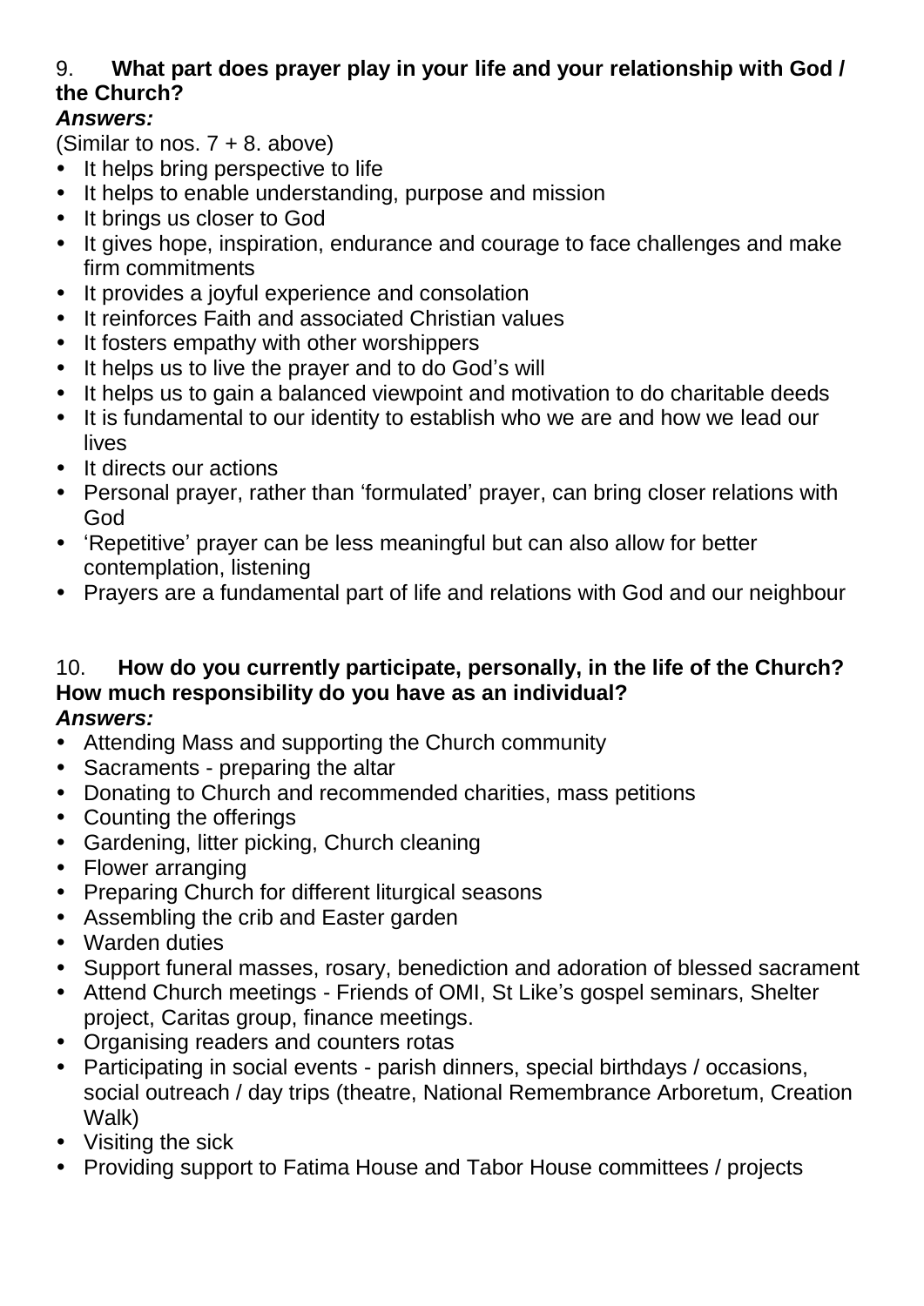9. **What part does prayer play in your life and your relationship with God / the Church?**

***Answers:***

(Similar to nos. 7 + 8. above)

- It helps bring perspective to life
- It helps to enable understanding, purpose and mission
- It brings us closer to God
- It gives hope, inspiration, endurance and courage to face challenges and make firm commitments
- It provides a joyful experience and consolation
- It reinforces Faith and associated Christian values
- It fosters empathy with other worshippers
- It helps us to live the prayer and to do God's will
- It helps us to gain a balanced viewpoint and motivation to do charitable deeds
- It is fundamental to our identity to establish who we are and how we lead our lives
- It directs our actions
- Personal prayer, rather than 'formulated' prayer, can bring closer relations with God
- 'Repetitive' prayer can be less meaningful but can also allow for better contemplation, listening
- Prayers are a fundamental part of life and relations with God and our neighbour

10. **How do you currently participate, personally, in the life of the Church? How much responsibility do you have as an individual?**

***Answers:***

- Attending Mass and supporting the Church community
- Sacraments - preparing the altar
- Donating to Church and recommended charities, mass petitions
- Counting the offerings
- Gardening, litter picking, Church cleaning
- Flower arranging
- Preparing Church for different liturgical seasons
- Assembling the crib and Easter garden
- Warden duties
- Support funeral masses, rosary, benediction and adoration of blessed sacrament
- Attend Church meetings - Friends of OMI, St Like's gospel seminars, Shelter project, Caritas group, finance meetings.
- Organising readers and counters rotas
- Participating in social events - parish dinners, special birthdays / occasions, social outreach / day trips (theatre, National Remembrance Arboretum, Creation Walk)
- Visiting the sick
- Providing support to Fatima House and Tabor House committees / projects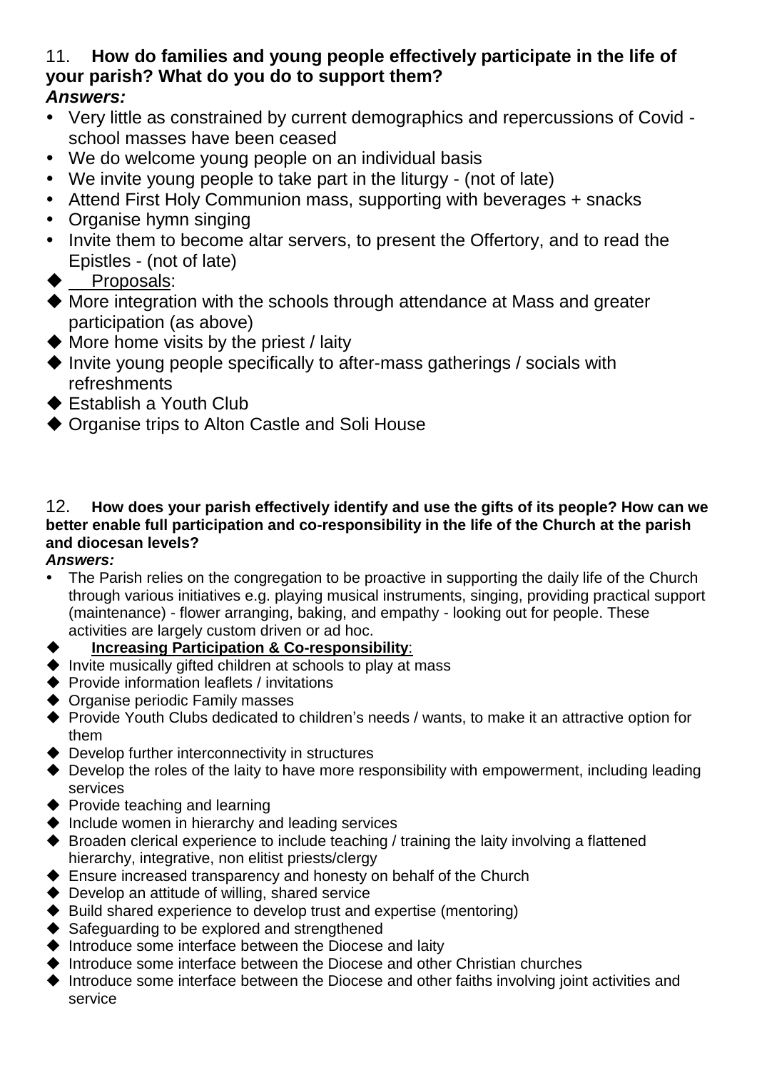11. **How do families and young people effectively participate in the life of your parish? What do you do to support them?**

***Answers:***

- Very little as constrained by current demographics and repercussions of Covid - school masses have been ceased
- We do welcome young people on an individual basis
- We invite young people to take part in the liturgy - (not of late)
- Attend First Holy Communion mass, supporting with beverages + snacks
- Organise hymn singing
- Invite them to become altar servers, to present the Offertory, and to read the Epistles - (not of late)

◆ Proposals:

◆ More integration with the schools through attendance at Mass and greater participation (as above)

◆ More home visits by the priest / laity

◆ Invite young people specifically to after-mass gatherings / socials with refreshments

◆ Establish a Youth Club

◆ Organise trips to Alton Castle and Soli House

12. **How does your parish effectively identify and use the gifts of its people? How can we better enable full participation and co-responsibility in the life of the Church at the parish and diocesan levels?**

***Answers:***

- The Parish relies on the congregation to be proactive in supporting the daily life of the Church through various initiatives e.g. playing musical instruments, singing, providing practical support (maintenance) - flower arranging, baking, and empathy - looking out for people. These activities are largely custom driven or ad hoc.

◆ **Increasing Participation & Co-responsibility**:

◆ Invite musically gifted children at schools to play at mass

◆ Provide information leaflets / invitations

◆ Organise periodic Family masses

◆ Provide Youth Clubs dedicated to children's needs / wants, to make it an attractive option for them

◆ Develop further interconnectivity in structures

◆ Develop the roles of the laity to have more responsibility with empowerment, including leading services

◆ Provide teaching and learning

◆ Include women in hierarchy and leading services

◆ Broaden clerical experience to include teaching / training the laity involving a flattened hierarchy, integrative, non elitist priests/clergy

◆ Ensure increased transparency and honesty on behalf of the Church

◆ Develop an attitude of willing, shared service

◆ Build shared experience to develop trust and expertise (mentoring)

◆ Safeguarding to be explored and strengthened

◆ Introduce some interface between the Diocese and laity

◆ Introduce some interface between the Diocese and other Christian churches

◆ Introduce some interface between the Diocese and other faiths involving joint activities and service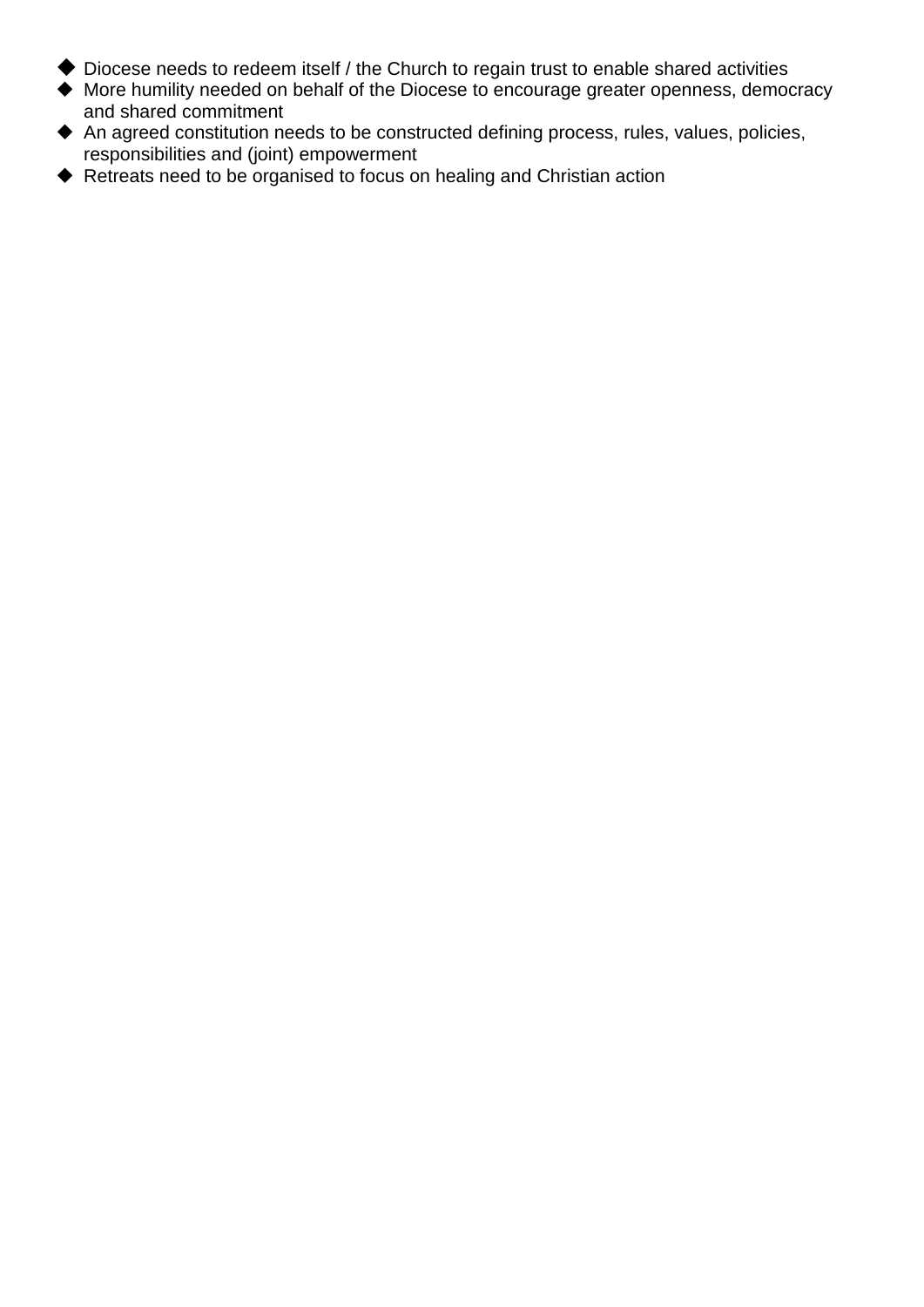- Diocese needs to redeem itself / the Church to regain trust to enable shared activities
- More humility needed on behalf of the Diocese to encourage greater openness, democracy and shared commitment
- An agreed constitution needs to be constructed defining process, rules, values, policies, responsibilities and (joint) empowerment
- Retreats need to be organised to focus on healing and Christian action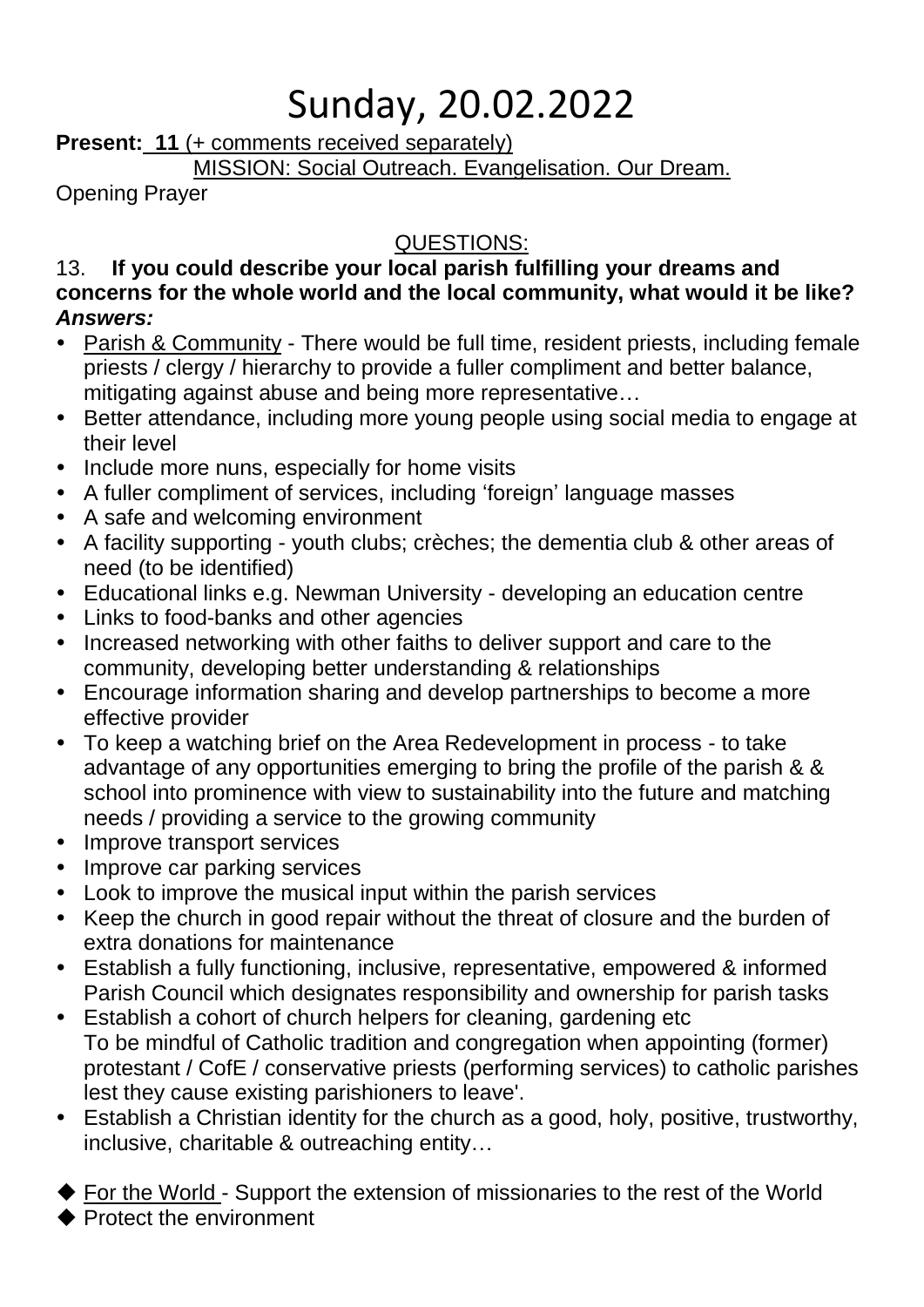# Sunday, 20.02.2022

**Present:** **11** (+ comments received separately)

MISSION: Social Outreach. Evangelisation. Our Dream.

Opening Prayer

QUESTIONS:

13. **If you could describe your local parish fulfilling your dreams and concerns for the whole world and the local community, what would it be like?**

***Answers:***

- Parish & Community - There would be full time, resident priests, including female priests / clergy / hierarchy to provide a fuller compliment and better balance, mitigating against abuse and being more representative…
- Better attendance, including more young people using social media to engage at their level
- Include more nuns, especially for home visits
- A fuller compliment of services, including 'foreign' language masses
- A safe and welcoming environment
- A facility supporting - youth clubs; crèches; the dementia club & other areas of need (to be identified)
- Educational links e.g. Newman University - developing an education centre
- Links to food-banks and other agencies
- Increased networking with other faiths to deliver support and care to the community, developing better understanding & relationships
- Encourage information sharing and develop partnerships to become a more effective provider
- To keep a watching brief on the Area Redevelopment in process - to take advantage of any opportunities emerging to bring the profile of the parish & & school into prominence with view to sustainability into the future and matching needs / providing a service to the growing community
- Improve transport services
- Improve car parking services
- Look to improve the musical input within the parish services
- Keep the church in good repair without the threat of closure and the burden of extra donations for maintenance
- Establish a fully functioning, inclusive, representative, empowered & informed Parish Council which designates responsibility and ownership for parish tasks
- Establish a cohort of church helpers for cleaning, gardening etc
  To be mindful of Catholic tradition and congregation when appointing (former) protestant / CofE / conservative priests (performing services) to catholic parishes lest they cause existing parishioners to leave'.
- Establish a Christian identity for the church as a good, holy, positive, trustworthy, inclusive, charitable & outreaching entity…

◆ For the World - Support the extension of missionaries to the rest of the World

◆ Protect the environment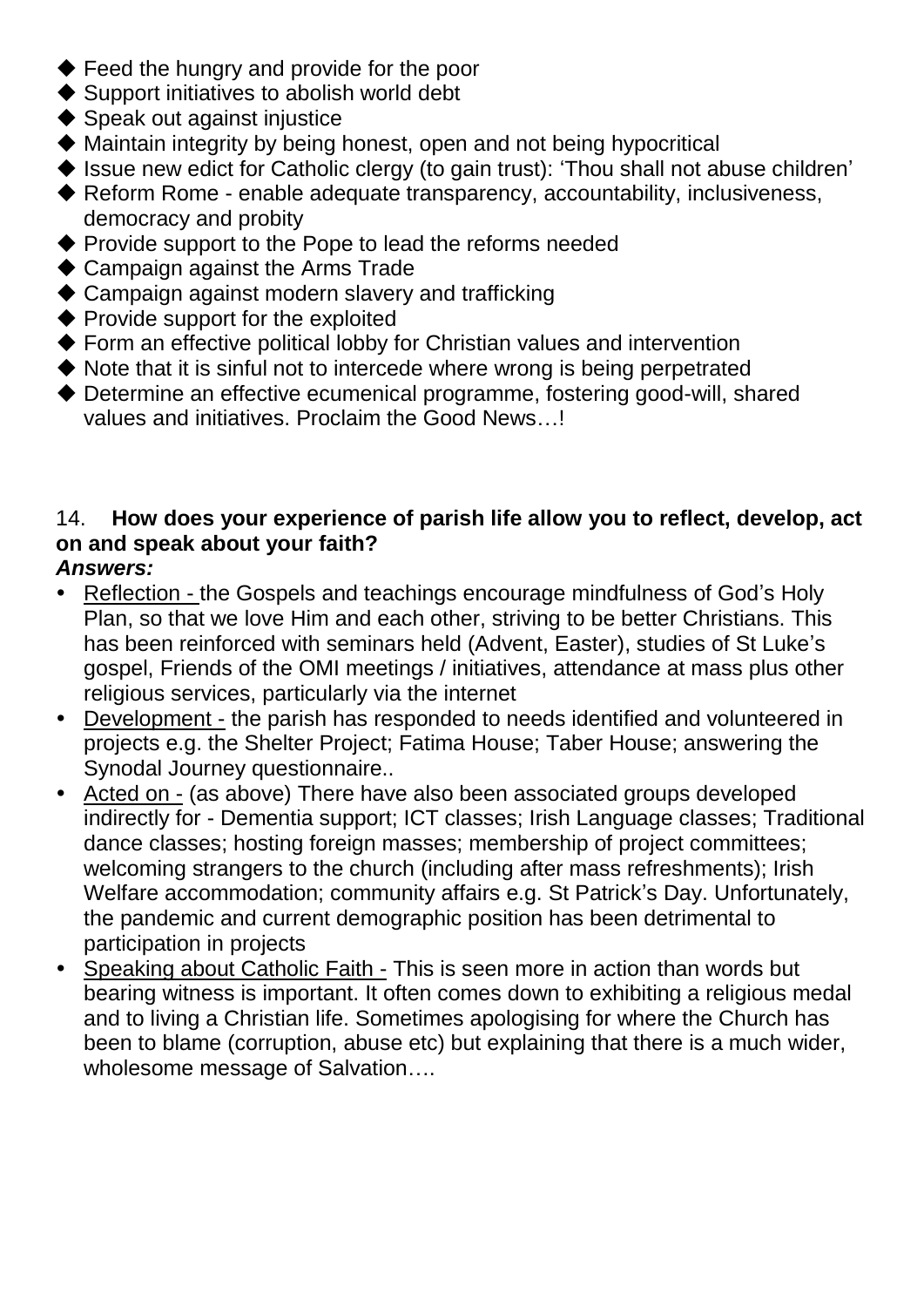- ◆ Feed the hungry and provide for the poor
- ◆ Support initiatives to abolish world debt
- ◆ Speak out against injustice
- ◆ Maintain integrity by being honest, open and not being hypocritical
- ◆ Issue new edict for Catholic clergy (to gain trust): 'Thou shall not abuse children'
- ◆ Reform Rome - enable adequate transparency, accountability, inclusiveness, democracy and probity
- ◆ Provide support to the Pope to lead the reforms needed
- ◆ Campaign against the Arms Trade
- ◆ Campaign against modern slavery and trafficking
- ◆ Provide support for the exploited
- ◆ Form an effective political lobby for Christian values and intervention
- ◆ Note that it is sinful not to intercede where wrong is being perpetrated
- ◆ Determine an effective ecumenical programme, fostering good-will, shared values and initiatives. Proclaim the Good News…!

14. **How does your experience of parish life allow you to reflect, develop, act on and speak about your faith?**

***Answers:***

- Reflection - the Gospels and teachings encourage mindfulness of God's Holy Plan, so that we love Him and each other, striving to be better Christians. This has been reinforced with seminars held (Advent, Easter), studies of St Luke's gospel, Friends of the OMI meetings / initiatives, attendance at mass plus other religious services, particularly via the internet
- Development - the parish has responded to needs identified and volunteered in projects e.g. the Shelter Project; Fatima House; Taber House; answering the Synodal Journey questionnaire..
- Acted on - (as above) There have also been associated groups developed indirectly for - Dementia support; ICT classes; Irish Language classes; Traditional dance classes; hosting foreign masses; membership of project committees; welcoming strangers to the church (including after mass refreshments); Irish Welfare accommodation; community affairs e.g. St Patrick's Day. Unfortunately, the pandemic and current demographic position has been detrimental to participation in projects
- Speaking about Catholic Faith - This is seen more in action than words but bearing witness is important. It often comes down to exhibiting a religious medal and to living a Christian life. Sometimes apologising for where the Church has been to blame (corruption, abuse etc) but explaining that there is a much wider, wholesome message of Salvation….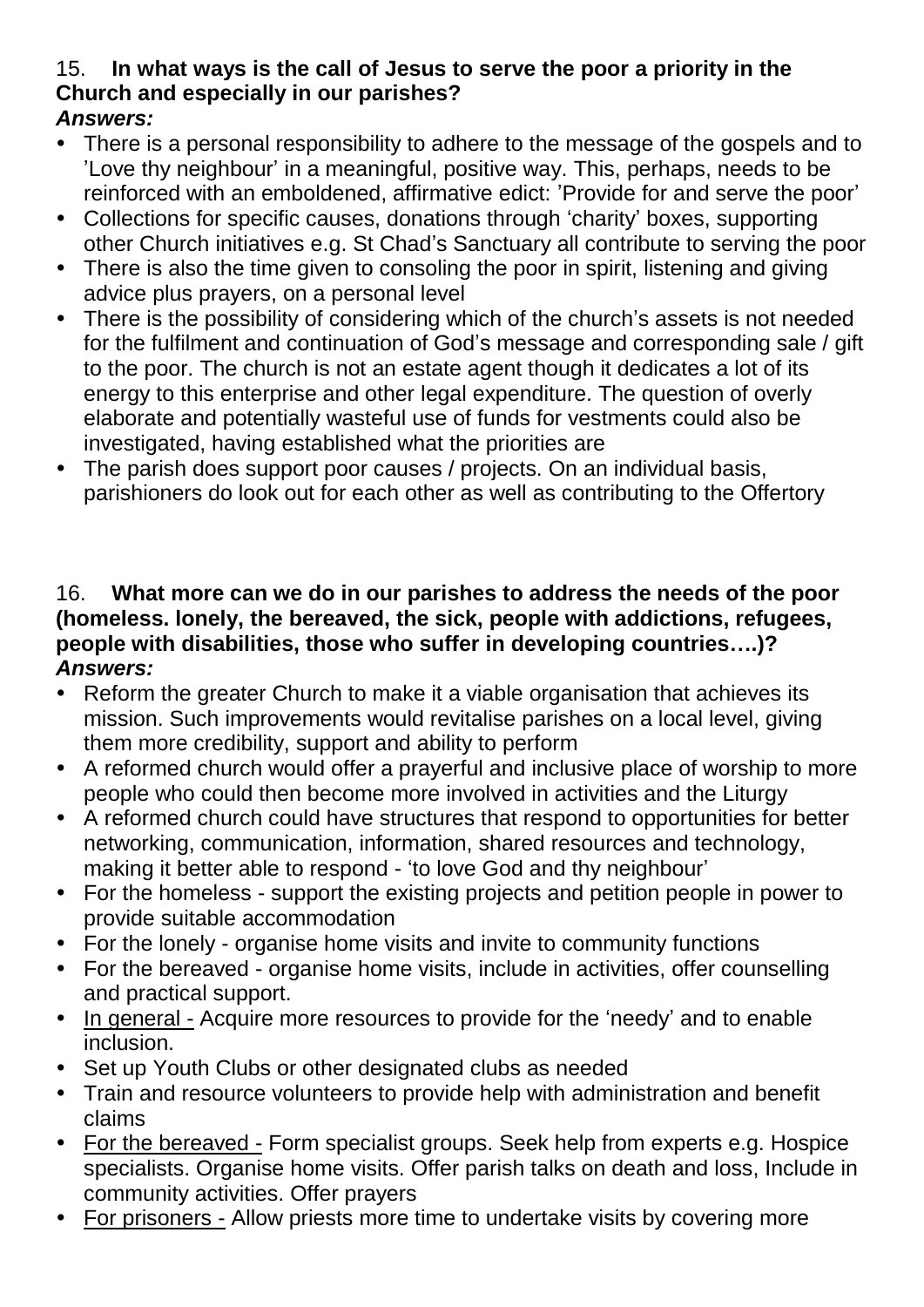15. **In what ways is the call of Jesus to serve the poor a priority in the Church and especially in our parishes?**

***Answers:***

- There is a personal responsibility to adhere to the message of the gospels and to 'Love thy neighbour' in a meaningful, positive way. This, perhaps, needs to be reinforced with an emboldened, affirmative edict: 'Provide for and serve the poor'
- Collections for specific causes, donations through 'charity' boxes, supporting other Church initiatives e.g. St Chad's Sanctuary all contribute to serving the poor
- There is also the time given to consoling the poor in spirit, listening and giving advice plus prayers, on a personal level
- There is the possibility of considering which of the church's assets is not needed for the fulfilment and continuation of God's message and corresponding sale / gift to the poor. The church is not an estate agent though it dedicates a lot of its energy to this enterprise and other legal expenditure. The question of overly elaborate and potentially wasteful use of funds for vestments could also be investigated, having established what the priorities are
- The parish does support poor causes / projects. On an individual basis, parishioners do look out for each other as well as contributing to the Offertory

16. **What more can we do in our parishes to address the needs of the poor (homeless. lonely, the bereaved, the sick, people with addictions, refugees, people with disabilities, those who suffer in developing countries….)?**

***Answers:***

- Reform the greater Church to make it a viable organisation that achieves its mission. Such improvements would revitalise parishes on a local level, giving them more credibility, support and ability to perform
- A reformed church would offer a prayerful and inclusive place of worship to more people who could then become more involved in activities and the Liturgy
- A reformed church could have structures that respond to opportunities for better networking, communication, information, shared resources and technology, making it better able to respond - 'to love God and thy neighbour'
- For the homeless - support the existing projects and petition people in power to provide suitable accommodation
- For the lonely - organise home visits and invite to community functions
- For the bereaved - organise home visits, include in activities, offer counselling and practical support.
- <u>In general -</u> Acquire more resources to provide for the 'needy' and to enable inclusion.
- Set up Youth Clubs or other designated clubs as needed
- Train and resource volunteers to provide help with administration and benefit claims
- <u>For the bereaved -</u> Form specialist groups. Seek help from experts e.g. Hospice specialists. Organise home visits. Offer parish talks on death and loss, Include in community activities. Offer prayers
- <u>For prisoners -</u> Allow priests more time to undertake visits by covering more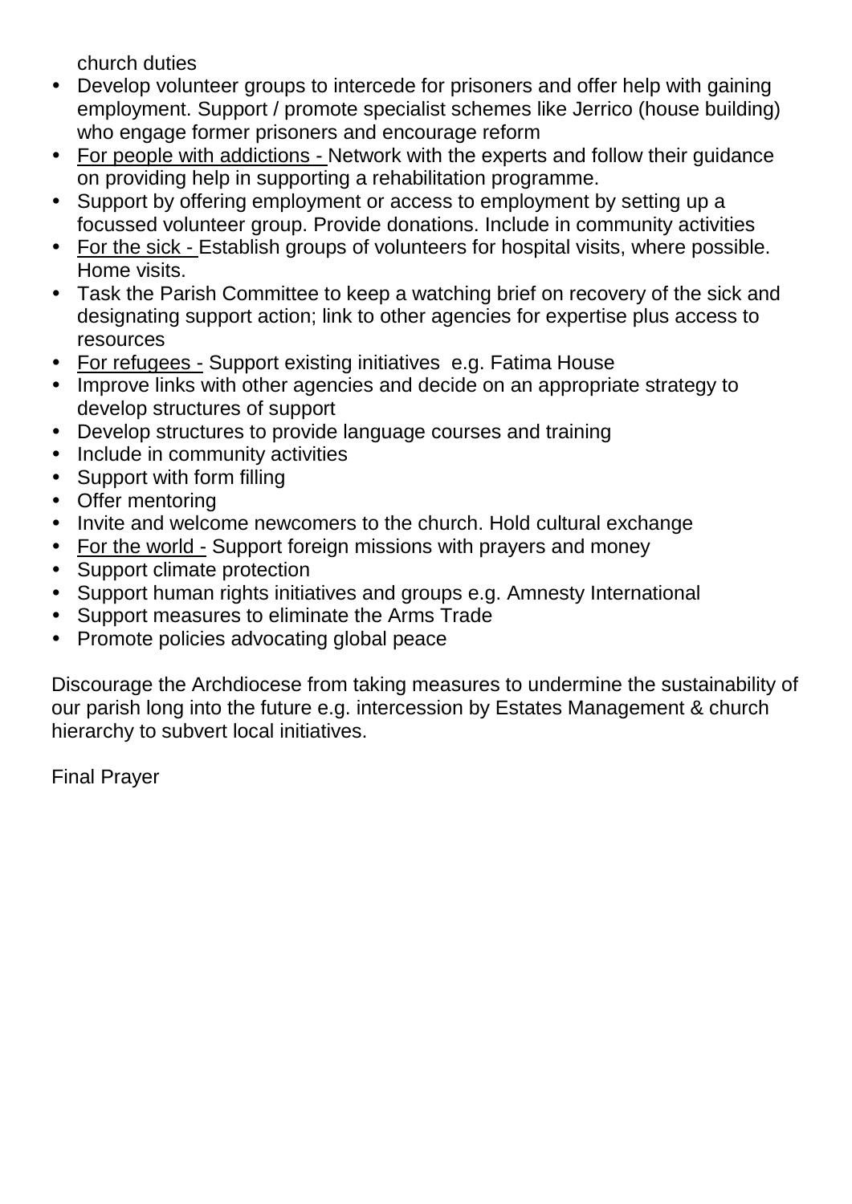church duties

- Develop volunteer groups to intercede for prisoners and offer help with gaining employment. Support / promote specialist schemes like Jerrico (house building) who engage former prisoners and encourage reform
- <u>For people with addictions -</u> Network with the experts and follow their guidance on providing help in supporting a rehabilitation programme.
- Support by offering employment or access to employment by setting up a focussed volunteer group. Provide donations. Include in community activities
- <u>For the sick -</u> Establish groups of volunteers for hospital visits, where possible. Home visits.
- Task the Parish Committee to keep a watching brief on recovery of the sick and designating support action; link to other agencies for expertise plus access to resources
- <u>For refugees -</u> Support existing initiatives e.g. Fatima House
- Improve links with other agencies and decide on an appropriate strategy to develop structures of support
- Develop structures to provide language courses and training
- Include in community activities
- Support with form filling
- Offer mentoring
- Invite and welcome newcomers to the church. Hold cultural exchange
- <u>For the world -</u> Support foreign missions with prayers and money
- Support climate protection
- Support human rights initiatives and groups e.g. Amnesty International
- Support measures to eliminate the Arms Trade
- Promote policies advocating global peace

Discourage the Archdiocese from taking measures to undermine the sustainability of our parish long into the future e.g. intercession by Estates Management & church hierarchy to subvert local initiatives.

Final Prayer